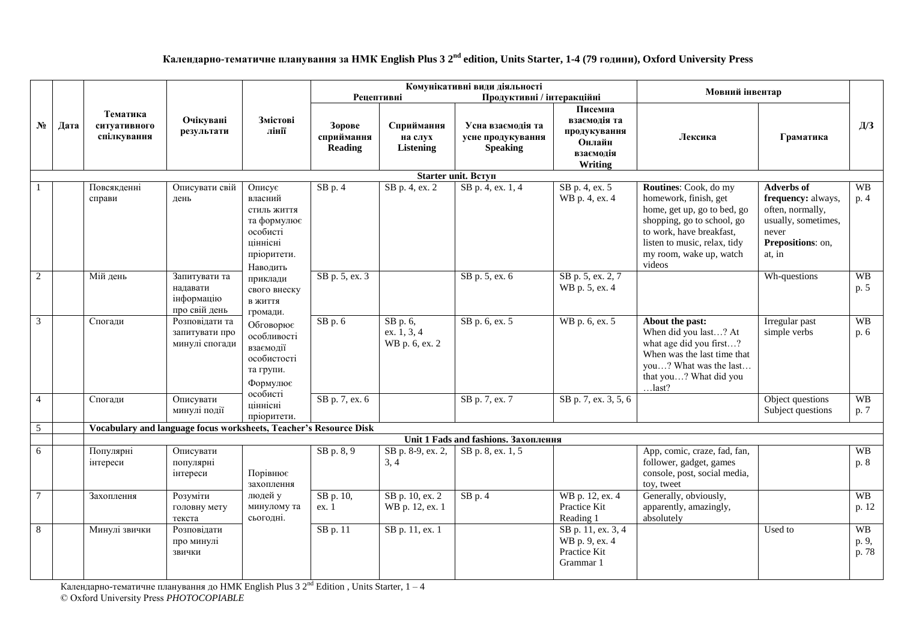# Календарно-тематичне планування за НМК English Plus 3 2[nd] edition, Units Starter, 1-4 (79 години), Oxford University Press

| № | Дата | Тематика ситуативного спілкування | Очікувані результати | Змістові лінії | Комунікативні види діяльності: Рецептивні | | Продуктивні / інтеракційні | | Мовний інвентар | | Д/З |
|---|---|---|---|---|---|---|---|---|---|---|---|
| | | | | | Зорове сприймання Reading | Сприймання на слух Listening | Усна взаємодія та усне продукування Speaking | Писемна взаємодія та продукування Онлайн взаємодія Writing | Лексика | Граматика | |
| | | **Starter unit. Вступ** | | | | | | | | | |
| 1 | | Повсякденні справи | Описувати свій день | Описує власний стиль життя та формулює особисті ціннісні пріоритети. Наводить приклади свого внеску в життя громади. Обговорює особливості взаємодії особистості та групи. Формулює особисті ціннісні пріоритети. | SB p. 4 | SB p. 4, ex. 2 | SB p. 4, ex. 1, 4 | SB p. 4, ex. 5 WB p. 4, ex. 4 | **Routines**: Cook, do my homework, finish, get home, get up, go to bed, go shopping, go to school, go to work, have breakfast, listen to music, relax, tidy my room, wake up, watch videos | **Adverbs of frequency:** always, often, normally, usually, sometimes, never **Prepositions**: on, at, in | WB p. 4 |
| 2 | | Мій день | Запитувати та надавати інформацію про свій день | | SB p. 5, ex. 3 | | SB p. 5, ex. 6 | SB p. 5, ex. 2, 7 WB p. 5, ex. 4 | | Wh-questions | WB p. 5 |
| 3 | | Спогади | Розповідати та запитувати про минулі спогади | | SB p. 6 | SB p. 6, ex. 1, 3, 4 WB p. 6, ex. 2 | SB p. 6, ex. 5 | WB p. 6, ex. 5 | **About the past:** When did you last…? At what age did you first…? When was the last time that you…? What was the last… that you…? What did you …last? | Irregular past simple verbs | WB p. 6 |
| 4 | | Спогади | Описувати минулі події | | SB p. 7, ex. 6 | | SB p. 7, ex. 7 | SB p. 7, ex. 3, 5, 6 | | Object questions Subject questions | WB p. 7 |
| 5 | | **Vocabulary and language focus worksheets, Teacher's Resource Disk** | | | | | | | | | |
| | | **Unit 1 Fads and fashions. Захоплення** | | | | | | | | | |
| 6 | | Популярні інтереси | Описувати популярні інтереси | Порівнює захоплення людей у минулому та сьогодні. | SB p. 8, 9 | SB p. 8-9, ex. 2, 3, 4 | SB p. 8, ex. 1, 5 | | App, comic, craze, fad, fan, follower, gadget, games console, post, social media, toy, tweet | | WB p. 8 |
| 7 | | Захоплення | Розуміти головну мету текста | | SB p. 10, ex. 1 | SB p. 10, ex. 2 WB p. 12, ex. 1 | SB p. 4 | WB p. 12, ex. 4 Practice Kit Reading 1 | Generally, obviously, apparently, amazingly, absolutely | | WB p. 12 |
| 8 | | Минулі звички | Розповідати про минулі звички | | SB p. 11 | SB p. 11, ex. 1 | | SB p. 11, ex. 3, 4 WB p. 9, ex. 4 Practice Kit Grammar 1 | | Used to | WB p. 9, p. 78 |

Календарно-тематичне планування до НМК English Plus 3 2[nd] Edition , Units Starter, 1 – 4
© Oxford University Press *PHOTOCOPIABLE*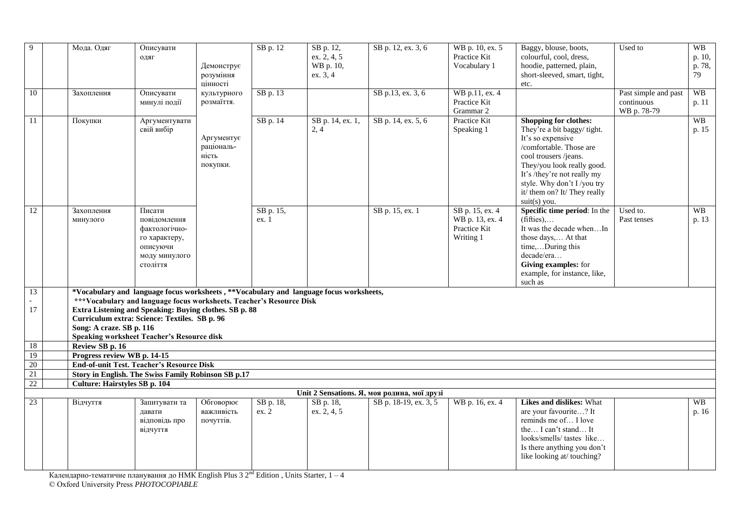| 9 | | Мода. Одяг | Описувати одяг | Демонструє розуміння цінності культурного розмаїття. | SB p. 12 | SB p. 12, ex. 2, 4, 5 WB p. 10, ex. 3, 4 | SB p. 12, ex. 3, 6 | WB p. 10, ex. 5 Practice Kit Vocabulary 1 | Baggy, blouse, boots, colourful, cool, dress, hoodie, patterned, plain, short-sleeved, smart, tight, etc. | Used to | WB p. 10, p. 78, 79 |
|---|---|---|---|---|---|---|---|---|---|---|---|
| 10 | | Захоплення | Описувати минулі події | | SB p. 13 | | SB p.13, ex. 3, 6 | WB p.11, ex. 4 Practice Kit Grammar 2 | | Past simple and past continuous WB p. 78-79 | WB p. 11 |
| 11 | | Покупки | Аргументувати свій вибір | Аргументує раціональ-ність покупки. | SB p. 14 | SB p. 14, ex. 1, 2, 4 | SB p. 14, ex. 5, 6 | Practice Kit Speaking 1 | **Shopping for clothes:** They're a bit baggy/ tight. It's so expensive /comfortable. Those are cool trousers /jeans. They/you look really good. It's /they're not really my style. Why don't I /you try it/ them on? It/ They really suit(s) you. | | WB p. 15 |
| 12 | | Захоплення минулого | Писати повідомлення фактологічно-го характеру, описуючи моду минулого століття | | SB p. 15, ex. 1 | | SB p. 15, ex. 1 | SB p. 15, ex. 4 WB p. 13, ex. 4 Practice Kit Writing 1 | **Specific time period**: In the (fifties),… It was the decade when…In those days,… At that time,…During this decade/era… **Giving examples:** for example, for instance, like, such as | Used to. Past tenses | WB p. 13 |
| 13 - 17 | | **\*Vocabulary and language focus worksheets , \*\*Vocabulary and language focus worksheets, \*\*\*Vocabulary and language focus worksheets. Teacher's Resource Disk Extra Listening and Speaking: Buying clothes. SB p. 88 Curriculum extra: Science: Textiles. SB p. 96 Song: A craze. SB p. 116 Speaking worksheet Teacher's Resource disk** | | | | | | | | | |
| 18 | | **Review SB p. 16** | | | | | | | | | |
| 19 | | **Progress review WB p. 14-15** | | | | | | | | | |
| 20 | | **End-of-unit Test. Teacher's Resource Disk** | | | | | | | | | |
| 21 | | **Story in English. The Swiss Family Robinson SB p.17** | | | | | | | | | |
| 22 | | **Culture: Hairstyles SB p. 104** | | | | | | | | | |
| | | | | | **Unit 2 Sensations. Я, моя родина, мої друзі** | | | | | | |
| 23 | | Відчуття | Запитувати та давати відповідь про відчуття | Обговорює важливість почуттів. | SB p. 18, ex. 2 | SB p. 18, ex. 2, 4, 5 | SB p. 18-19, ex. 3, 5 | WB p. 16, ex. 4 | **Likes and dislikes:** What are your favourite…? It reminds me of… I love the… I can't stand… It looks/smells/ tastes like… Is there anything you don't like looking at/ touching? | | WB p. 16 |

Календарно-тематичне планування до НМК English Plus 3 2nd Edition , Units Starter, 1 – 4
© Oxford University Press *PHOTOCOPIABLE*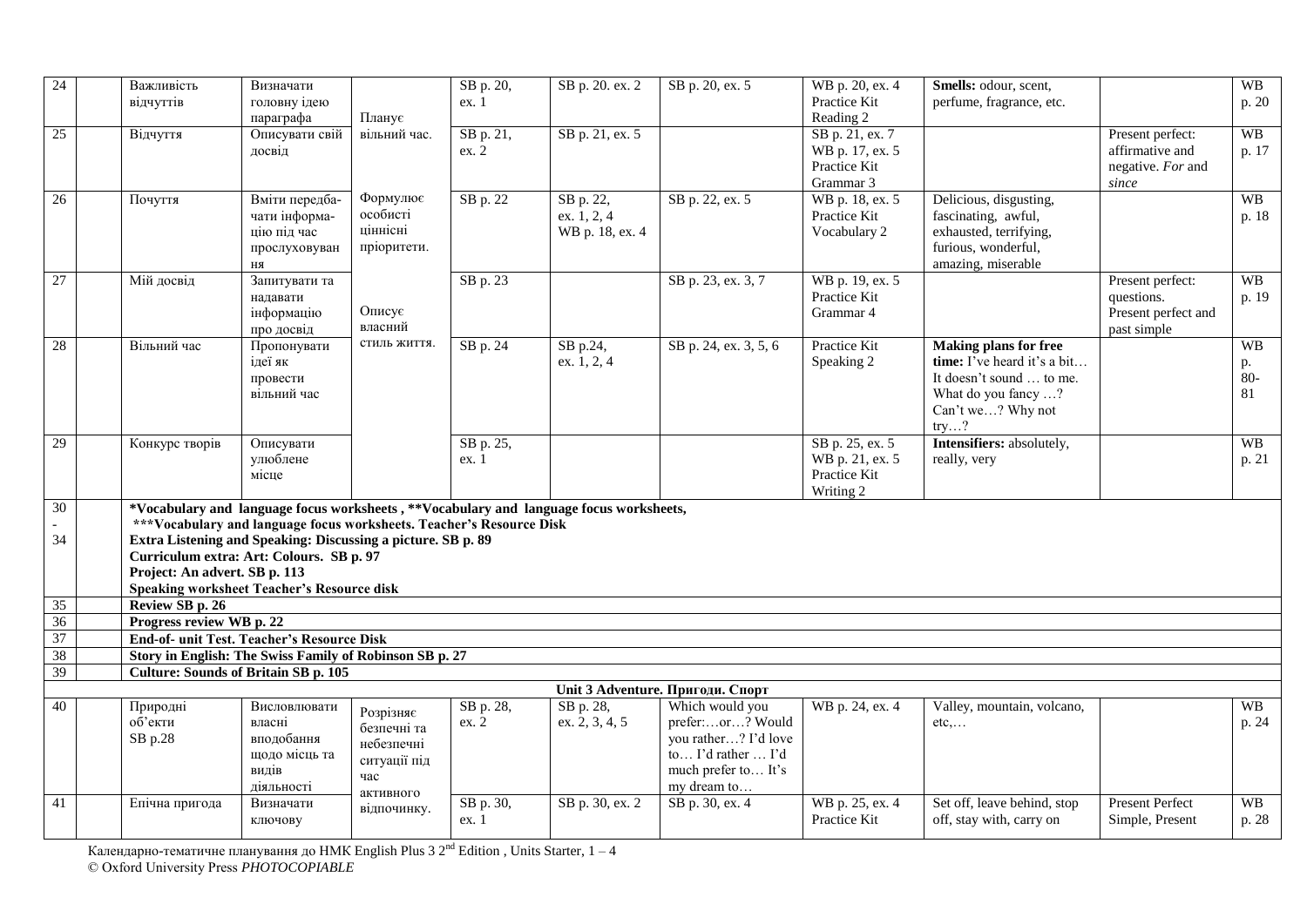| 24 | | Важливість відчуттів | Визначати головну ідею параграфа | Планує вільний час. | SB p. 20, ex. 1 | SB p. 20. ex. 2 | SB p. 20, ex. 5 | WB p. 20, ex. 4 Practice Kit Reading 2 | **Smells:** odour, scent, perfume, fragrance, etc. | | WB p. 20 |
|---|---|---|---|---|---|---|---|---|---|---|---|
| 25 | | Відчуття | Описувати свій досвід | | SB p. 21, ex. 2 | SB p. 21, ex. 5 | | SB p. 21, ex. 7 WB p. 17, ex. 5 Practice Kit Grammar 3 | | Present perfect: affirmative and negative. *For* and *since* | WB p. 17 |
| 26 | | Почуття | Вміти передбачати інформацію під час прослуховування | Формулює особисті ціннісні пріоритети. | SB p. 22 | SB p. 22, ex. 1, 2, 4 WB p. 18, ex. 4 | SB p. 22, ex. 5 | WB p. 18, ex. 5 Practice Kit Vocabulary 2 | Delicious, disgusting, fascinating, awful, exhausted, terrifying, furious, wonderful, amazing, miserable | | WB p. 18 |
| 27 | | Мій досвід | Запитувати та надавати інформацію про досвід | Описує власний стиль життя. | SB p. 23 | | SB p. 23, ex. 3, 7 | WB p. 19, ex. 5 Practice Kit Grammar 4 | | Present perfect: questions. Present perfect and past simple | WB p. 19 |
| 28 | | Вільний час | Пропонувати ідеї як провести вільний час | | SB p. 24 | SB p.24, ex. 1, 2, 4 | SB p. 24, ex. 3, 5, 6 | Practice Kit Speaking 2 | **Making plans for free time:** I've heard it's a bit… It doesn't sound … to me. What do you fancy …? Can't we…? Why not try…? | | WB p. 80-81 |
| 29 | | Конкурс творів | Описувати улюблене місце | | SB p. 25, ex. 1 | | | SB p. 25, ex. 5 WB p. 21, ex. 5 Practice Kit Writing 2 | **Intensifiers:** absolutely, really, very | | WB p. 21 |
| 30 - 34 | | ***Vocabulary and language focus worksheets , **Vocabulary and language focus worksheets, ***Vocabulary and language focus worksheets. Teacher's Resource Disk<br>Extra Listening and Speaking: Discussing a picture. SB p. 89<br>Curriculum extra: Art: Colours. SB p. 97<br>Project: An advert. SB p. 113<br>Speaking worksheet Teacher's Resource disk** | | | | | | | | | |
| 35 | | **Review SB p. 26** | | | | | | | | | |
| 36 | | **Progress review WB p. 22** | | | | | | | | | |
| 37 | | **End-of- unit Test. Teacher's Resource Disk** | | | | | | | | | |
| 38 | | **Story in English: The Swiss Family of Robinson SB p. 27** | | | | | | | | | |
| 39 | | **Culture: Sounds of Britain SB p. 105** | | | | | | | | | |
| | | | | | | **Unit 3 Adventure. Пригоди. Спорт** | | | | | |
| 40 | | Природні об'єкти SB p.28 | Висловлювати власні вподобання щодо місць та видів діяльності | Розрізняє безпечні та небезпечні ситуації під час активного відпочинку. | SB p. 28, ex. 2 | SB p. 28, ex. 2, 3, 4, 5 | Which would you prefer:…or…? Would you rather…? I'd love to… I'd rather … I'd much prefer to… It's my dream to… | WB p. 24, ex. 4 | Valley, mountain, volcano, etc,… | | WB p. 24 |
| 41 | | Епічна пригода | Визначати ключову | | SB p. 30, ex. 1 | SB p. 30, ex. 2 | SB p. 30, ex. 4 | WB p. 25, ex. 4 Practice Kit | Set off, leave behind, stop off, stay with, carry on | Present Perfect Simple, Present | WB p. 28 |

Календарно-тематичне планування до НМК English Plus 3 2nd Edition , Units Starter, 1 – 4
© Oxford University Press *PHOTOCOPIABLE*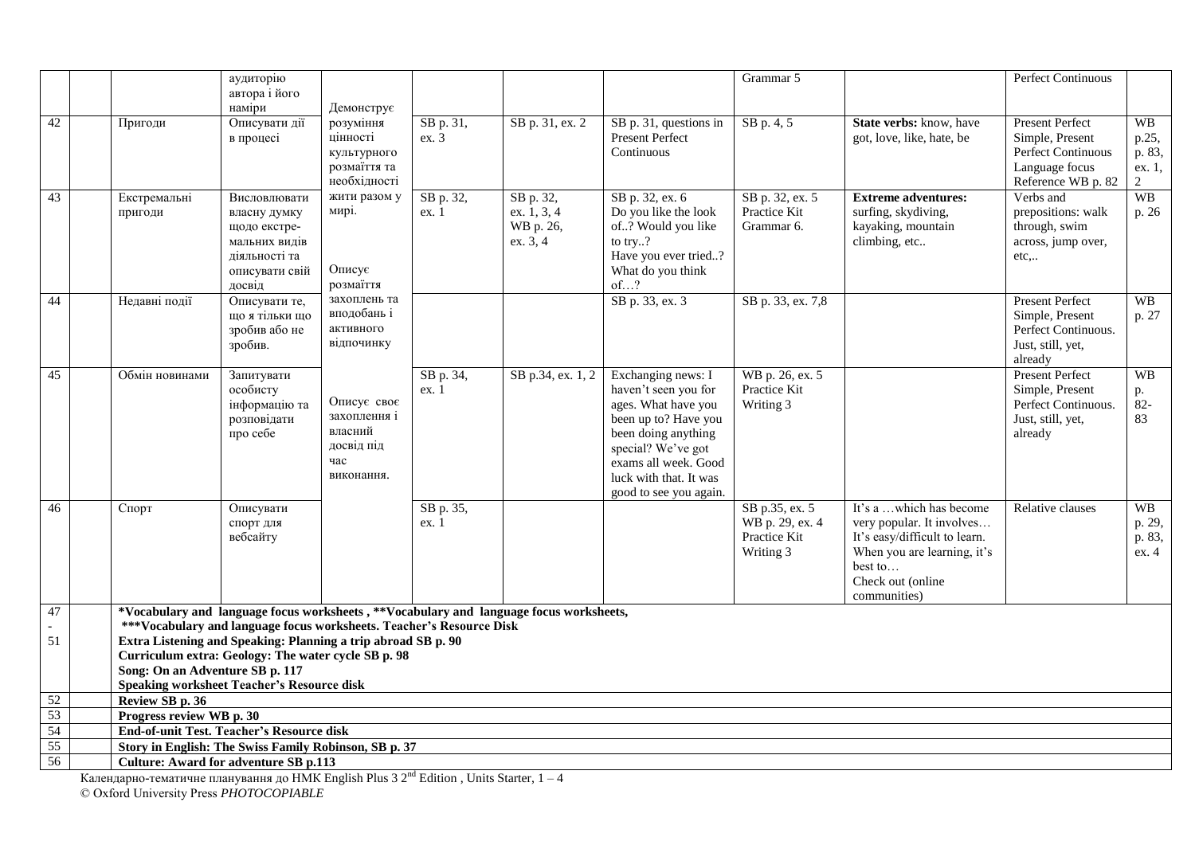| | | | аудиторію автора і його наміри | | | | | Grammar 5 | | Perfect Continuous | |
|---|---|---|---|---|---|---|---|---|---|---|---|
| 42 | | Пригоди | Описувати дії в процесі | Демонструє розуміння цінності культурного розмаїття та необхідності жити разом у мирі. | SB p. 31, ex. 3 | SB p. 31, ex. 2 | SB p. 31, questions in Present Perfect Continuous | SB p. 4, 5 | **State verbs:** know, have got, love, like, hate, be | Present Perfect Simple, Present Perfect Continuous Language focus Reference WB p. 82 | WB p.25, p. 83, ex. 1, 2 |
| 43 | | Екстремальні пригоди | Висловлювати власну думку щодо екстремальних видів діяльності та описувати свій досвід | | SB p. 32, ex. 1 | SB p. 32, ex. 1, 3, 4 WB p. 26, ex. 3, 4 | SB p. 32, ex. 6 Do you like the look of..? Would you like to try..? Have you ever tried..? What do you think of…? | SB p. 32, ex. 5 Practice Kit Grammar 6. | **Extreme adventures:** surfing, skydiving, kayaking, mountain climbing, etc.. | Verbs and prepositions: walk through, swim across, jump over, etc,.. | WB p. 26 |
| 44 | | Недавні події | Описувати те, що я тільки що зробив або не зробив. | Описує розмаїття захоплень та вподобань і активного відпочинку | | | SB p. 33, ex. 3 | SB p. 33, ex. 7,8 | | Present Perfect Simple, Present Perfect Continuous. Just, still, yet, already | WB p. 27 |
| 45 | | Обмін новинами | Запитувати особисту інформацію та розповідати про себе | Описує своє захоплення і власний досвід під час виконання. | SB p. 34, ex. 1 | SB p.34, ex. 1, 2 | Exchanging news: I haven't seen you for ages. What have you been up to? Have you been doing anything special? We've got exams all week. Good luck with that. It was good to see you again. | WB p. 26, ex. 5 Practice Kit Writing 3 | | Present Perfect Simple, Present Perfect Continuous. Just, still, yet, already | WB p. 82-83 |
| 46 | | Спорт | Описувати спорт для вебсайту | | SB p. 35, ex. 1 | | | SB p.35, ex. 5 WB p. 29, ex. 4 Practice Kit Writing 3 | It's a …which has become very popular. It involves… It's easy/difficult to learn. When you are learning, it's best to… Check out (online communities) | Relative clauses | WB p. 29, p. 83, ex. 4 |
| 47 - 51 | | **\*Vocabulary and language focus worksheets , \*\*Vocabulary and language focus worksheets, \*\*\*Vocabulary and language focus worksheets. Teacher's Resource Disk<br>Extra Listening and Speaking: Planning a trip abroad SB p. 90<br>Curriculum extra: Geology: The water cycle SB p. 98<br>Song: On an Adventure SB p. 117<br>Speaking worksheet Teacher's Resource disk** | | | | | | | | | |
| 52 | | **Review SB p. 36** | | | | | | | | | |
| 53 | | **Progress review WB p. 30** | | | | | | | | | |
| 54 | | **End-of-unit Test. Teacher's Resource disk** | | | | | | | | | |
| 55 | | **Story in English: The Swiss Family Robinson, SB p. 37** | | | | | | | | | |
| 56 | | **Culture: Award for adventure SB p.113** | | | | | | | | | |

Календарно-тематичне планування до НМК English Plus 3 2nd Edition , Units Starter, 1 – 4
© Oxford University Press *PHOTOCOPIABLE*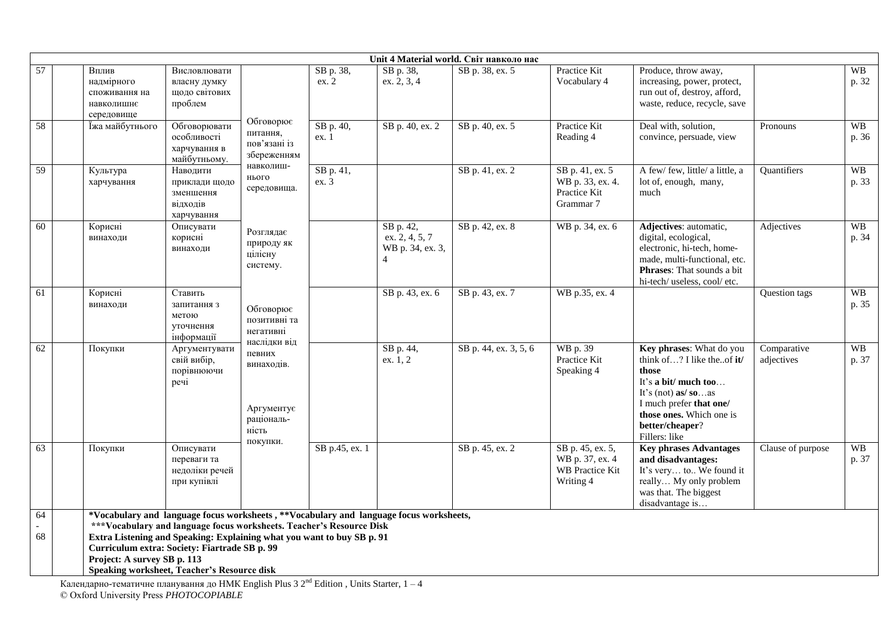| Unit 4 Material world. Світ навколо нас | | | | | | | | | | | |
|---|---|---|---|---|---|---|---|---|---|---|---|
| 57 | | Вплив надмірного споживання на навколишнє середовище | Висловлювати власну думку щодо світових проблем | Обговорює питання, пов'язані із збереженням навколишнього середовища. | SB p. 38, ex. 2 | SB p. 38, ex. 2, 3, 4 | SB p. 38, ex. 5 | Practice Kit Vocabulary 4 | Produce, throw away, increasing, power, protect, run out of, destroy, afford, waste, reduce, recycle, save | | WB p. 32 |
| 58 | | Їжа майбутнього | Обговорювати особливості харчування в майбутньому. | | SB p. 40, ex. 1 | SB p. 40, ex. 2 | SB p. 40, ex. 5 | Practice Kit Reading 4 | Deal with, solution, convince, persuade, view | Pronouns | WB p. 36 |
| 59 | | Культура харчування | Наводити приклади щодо зменшення відходів харчування | | SB p. 41, ex. 3 | | SB p. 41, ex. 2 | SB p. 41, ex. 5 WB p. 33, ex. 4. Practice Kit Grammar 7 | A few/ few, little/ a little, a lot of, enough, many, much | Quantifiers | WB p. 33 |
| 60 | | Корисні винаходи | Описувати корисні винаходи | Розглядає природу як цілісну систему. | | SB p. 42, ex. 2, 4, 5, 7 WB p. 34, ex. 3, 4 | SB p. 42, ex. 8 | WB p. 34, ex. 6 | **Adjectives**: automatic, digital, ecological, electronic, hi-tech, home-made, multi-functional, etc. **Phrases**: That sounds a bit hi-tech/ useless, cool/ etc. | Adjectives | WB p. 34 |
| 61 | | Корисні винаходи | Ставить запитання з метою уточнення інформації | Обговорює позитивні та негативні наслідки від певних винаходів. | | SB p. 43, ex. 6 | SB p. 43, ex. 7 | WB p.35, ex. 4 | | Question tags | WB p. 35 |
| 62 | | Покупки | Аргументувати свій вибір, порівнюючи речі | | | SB p. 44, ex. 1, 2 | SB p. 44, ex. 3, 5, 6 | WB p. 39 Practice Kit Speaking 4 | **Key phrases**: What do you think of…? I like the..of **it/ those** It's **a bit/ much too**… It's (not) **as/ so**…as I much prefer **that one/ those ones.** Which one is **better/cheaper**? Fillers: like | Comparative adjectives | WB p. 37 |
| 63 | | Покупки | Описувати переваги та недоліки речей при купівлі | Аргументує раціональність покупки. | SB p.45, ex. 1 | | SB p. 45, ex. 2 | SB p. 45, ex. 5, WB p. 37, ex. 4 WB Practice Kit Writing 4 | **Key phrases Advantages and disadvantages:** It's very… to.. We found it really… My only problem was that. The biggest disadvantage is… | Clause of purpose | WB p. 37 |
| 64 - 68 | | **\*Vocabulary and language focus worksheets , \*\*Vocabulary and language focus worksheets, \*\*\*Vocabulary and language focus worksheets. Teacher's Resource Disk**<br>**Extra Listening and Speaking: Explaining what you want to buy SB p. 91**<br>**Curriculum extra: Society: Fiartrade SB p. 99**<br>**Project: A survey SB p. 113**<br>**Speaking worksheet, Teacher's Resource disk** | | | | | | | | | |

Календарно-тематичне планування до НМК English Plus 3 2nd Edition , Units Starter, 1 – 4
© Oxford University Press *PHOTOCOPIABLE*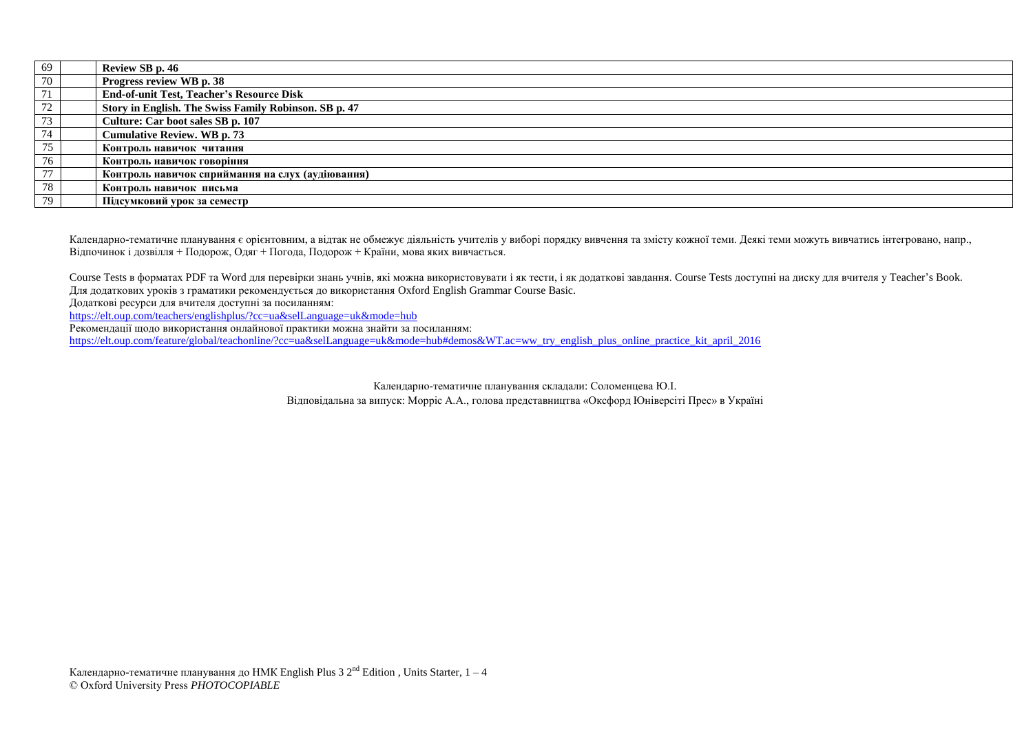| | | |
|---|---|---|
| 69 | | **Review SB p. 46** |
| 70 | | **Progress review WB p. 38** |
| 71 | | **End-of-unit Test, Teacher's Resource Disk** |
| 72 | | **Story in English. The Swiss Family Robinson. SB p. 47** |
| 73 | | **Culture: Car boot sales SB p. 107** |
| 74 | | **Cumulative Review. WB p. 73** |
| 75 | | **Контроль навичок читання** |
| 76 | | **Контроль навичок говоріння** |
| 77 | | **Контроль навичок сприймання на слух (аудіювання)** |
| 78 | | **Контроль навичок письма** |
| 79 | | **Підсумковий урок за семестр** |

Календарно-тематичне планування є орієнтовним, а відтак не обмежує діяльність учителів у виборі порядку вивчення та змісту кожної теми. Деякі теми можуть вивчатись інтегровано, напр., Відпочинок і дозвілля + Подорож, Одяг + Погода, Подорож + Країни, мова яких вивчається.

Course Tests в форматах PDF та Word для перевірки знань учнів, які можна використовувати і як тести, і як додаткові завдання. Course Tests доступні на диску для вчителя у Teacher's Book.
Для додаткових уроків з граматики рекомендується до використання Oxford English Grammar Course Basic.
Додаткові ресурси для вчителя доступні за посиланням:
https://elt.oup.com/teachers/englishplus/?cc=ua&selLanguage=uk&mode=hub
Рекомендації щодо використання онлайнової практики можна знайти за посиланням:
https://elt.oup.com/feature/global/teachonline/?cc=ua&selLanguage=uk&mode=hub#demos&WT.ac=ww_try_english_plus_online_practice_kit_april_2016

Календарно-тематичне планування складали: Соломенцева Ю.І.
Відповідальна за випуск: Морріс А.А., голова представництва «Оксфорд Юніверсіті Прес» в Україні

Календарно-тематичне планування до НМК English Plus 3 2nd Edition , Units Starter, 1 – 4
© Oxford University Press *PHOTOCOPIABLE*